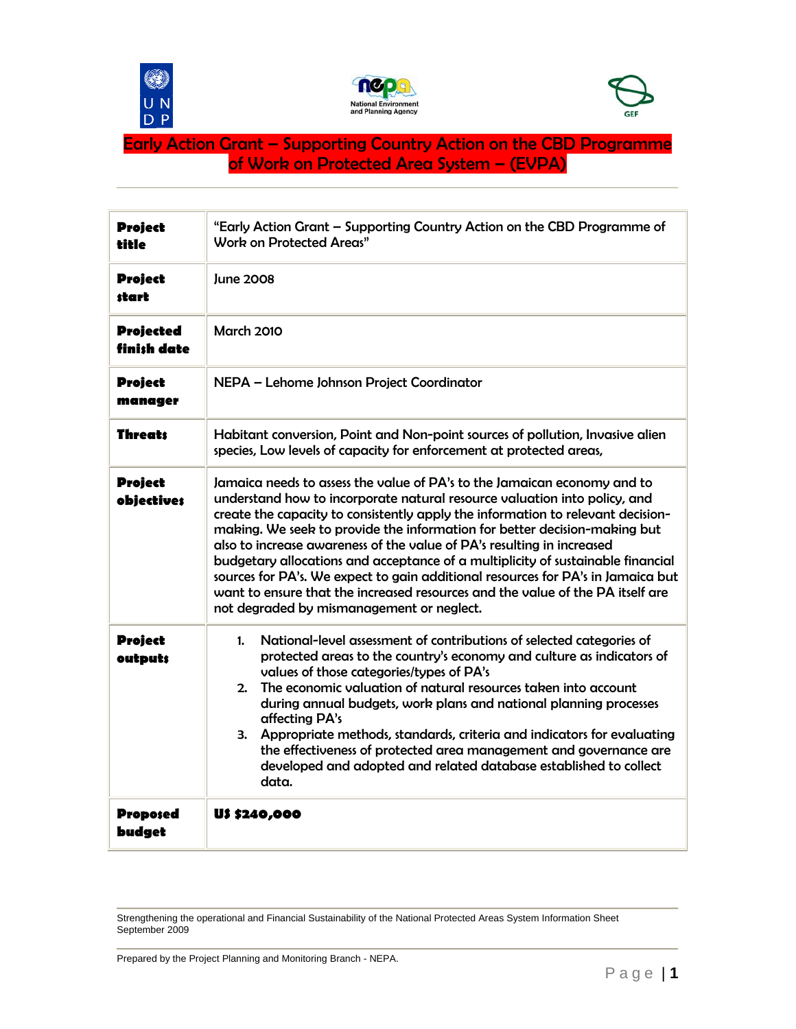# Early Action Grant – Supporting Country Action on the CBD Programme of Work on Protected Area System – (EVPA)

| | |
|---|---|
| **Project title** | "Early Action Grant – Supporting Country Action on the CBD Programme of Work on Protected Areas" |
| **Project start** | June 2008 |
| **Projected finish date** | March 2010 |
| **Project manager** | NEPA – Lehome Johnson Project Coordinator |
| **Threats** | Habitant conversion, Point and Non-point sources of pollution, Invasive alien species, Low levels of capacity for enforcement at protected areas, |
| **Project objectives** | Jamaica needs to assess the value of PA's to the Jamaican economy and to understand how to incorporate natural resource valuation into policy, and create the capacity to consistently apply the information to relevant decision-making. We seek to provide the information for better decision-making but also to increase awareness of the value of PA's resulting in increased budgetary allocations and acceptance of a multiplicity of sustainable financial sources for PA's. We expect to gain additional resources for PA's in Jamaica but want to ensure that the increased resources and the value of the PA itself are not degraded by mismanagement or neglect. |
| **Project outputs** | 1. National-level assessment of contributions of selected categories of protected areas to the country's economy and culture as indicators of values of those categories/types of PA's<br>2. The economic valuation of natural resources taken into account during annual budgets, work plans and national planning processes affecting PA's<br>3. Appropriate methods, standards, criteria and indicators for evaluating the effectiveness of protected area management and governance are developed and adopted and related database established to collect data. |
| **Proposed budget** | **US $240,000** |

Strengthening the operational and Financial Sustainability of the National Protected Areas System Information Sheet
September 2009

Prepared by the Project Planning and Monitoring Branch - NEPA.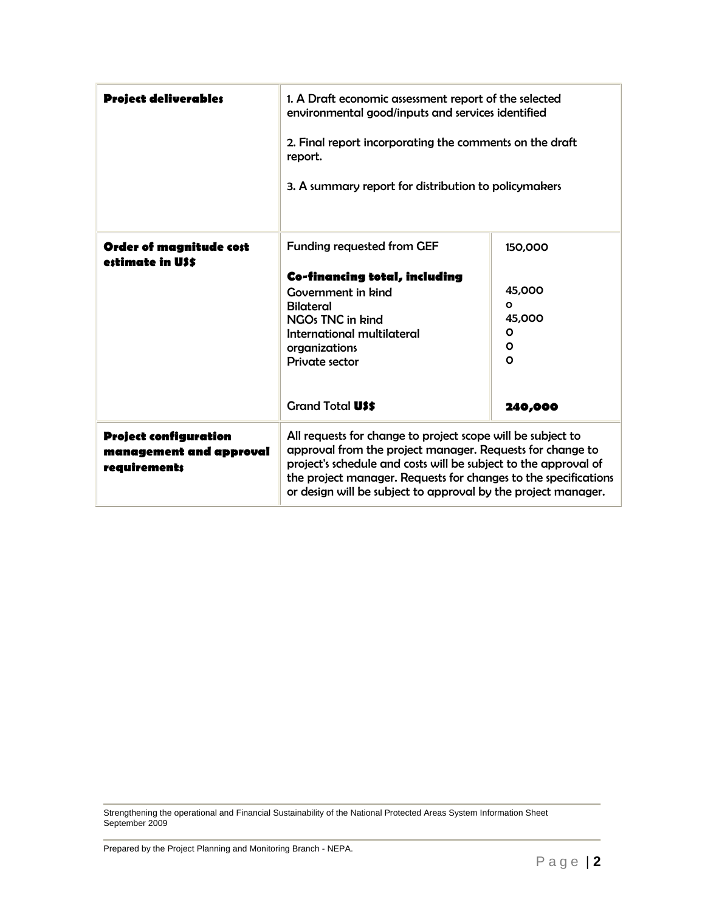| | | |
|---|---|---|
| **Project deliverables** | 1. A Draft economic assessment report of the selected environmental good/inputs and services identified<br><br>2. Final report incorporating the comments on the draft report.<br><br>3. A summary report for distribution to policymakers | |
| **Order of magnitude cost estimate in US$** | Funding requested from GEF<br><br>**Co-financing total, including**<br>Government in kind<br>Bilateral<br>NGOs TNC in kind<br>International multilateral organizations<br>Private sector<br><br>Grand Total **US$** | 150,000<br><br><br>45,000<br>0<br>45,000<br>0<br>0<br>0<br><br>**240,000** |
| **Project configuration management and approval requirements** | All requests for change to project scope will be subject to approval from the project manager. Requests for change to project's schedule and costs will be subject to the approval of the project manager. Requests for changes to the specifications or design will be subject to approval by the project manager. | |

Strengthening the operational and Financial Sustainability of the National Protected Areas System Information Sheet
September 2009

Prepared by the Project Planning and Monitoring Branch - NEPA.